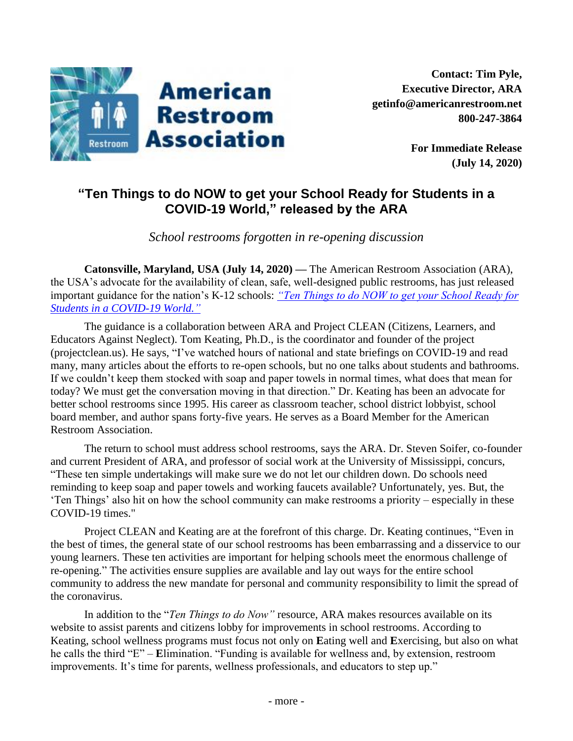American Restroom Association

**Contact: Tim Pyle,**
**Executive Director, ARA**
**getinfo@americanrestroom.net**
**800-247-3864**

**For Immediate Release**
**(July 14, 2020)**

# "Ten Things to do NOW to get your School Ready for Students in a COVID-19 World," released by the ARA

*School restrooms forgotten in re-opening discussion*

**Catonsville, Maryland, USA (July 14, 2020) —** The American Restroom Association (ARA), the USA's advocate for the availability of clean, safe, well-designed public restrooms, has just released important guidance for the nation's K-12 schools: *"Ten Things to do NOW to get your School Ready for Students in a COVID-19 World."*

The guidance is a collaboration between ARA and Project CLEAN (Citizens, Learners, and Educators Against Neglect). Tom Keating, Ph.D., is the coordinator and founder of the project (projectclean.us). He says, "I've watched hours of national and state briefings on COVID-19 and read many, many articles about the efforts to re-open schools, but no one talks about students and bathrooms. If we couldn't keep them stocked with soap and paper towels in normal times, what does that mean for today? We must get the conversation moving in that direction." Dr. Keating has been an advocate for better school restrooms since 1995. His career as classroom teacher, school district lobbyist, school board member, and author spans forty-five years. He serves as a Board Member for the American Restroom Association.

The return to school must address school restrooms, says the ARA. Dr. Steven Soifer, co-founder and current President of ARA, and professor of social work at the University of Mississippi, concurs, "These ten simple undertakings will make sure we do not let our children down. Do schools need reminding to keep soap and paper towels and working faucets available? Unfortunately, yes. But, the 'Ten Things' also hit on how the school community can make restrooms a priority – especially in these COVID-19 times."

Project CLEAN and Keating are at the forefront of this charge. Dr. Keating continues, "Even in the best of times, the general state of our school restrooms has been embarrassing and a disservice to our young learners. These ten activities are important for helping schools meet the enormous challenge of re-opening." The activities ensure supplies are available and lay out ways for the entire school community to address the new mandate for personal and community responsibility to limit the spread of the coronavirus.

In addition to the "*Ten Things to do Now"* resource, ARA makes resources available on its website to assist parents and citizens lobby for improvements in school restrooms. According to Keating, school wellness programs must focus not only on **E**ating well and **E**xercising, but also on what he calls the third "E" – **E**limination. "Funding is available for wellness and, by extension, restroom improvements. It's time for parents, wellness professionals, and educators to step up."

- more -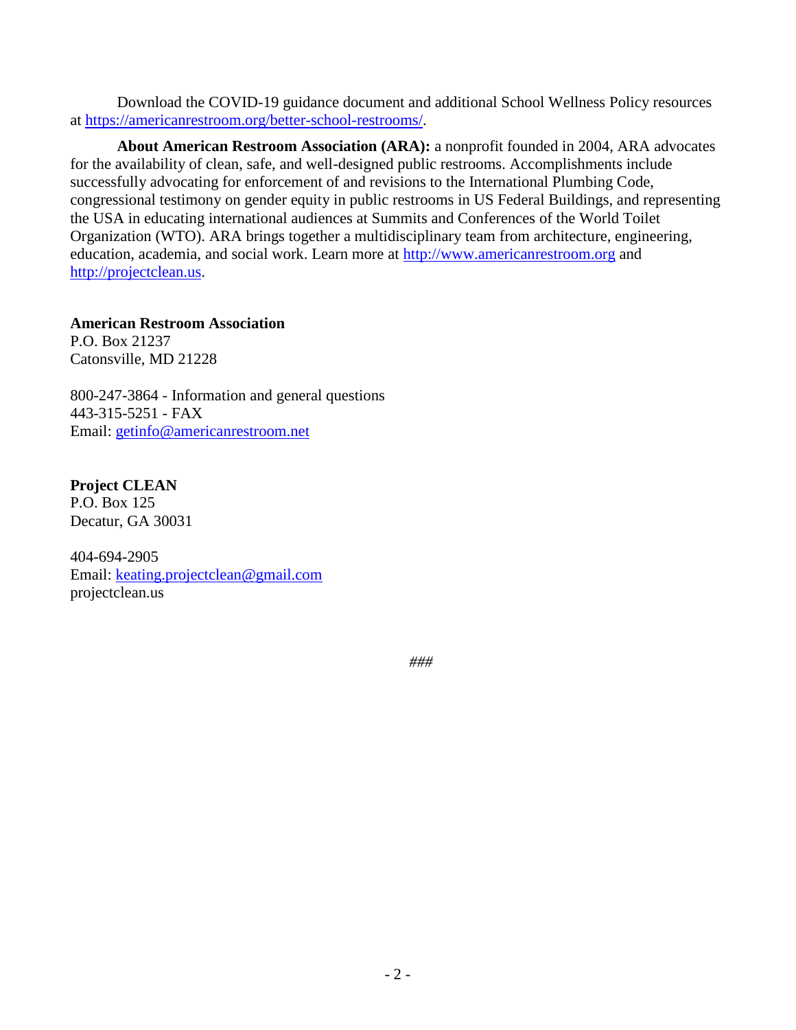Download the COVID-19 guidance document and additional School Wellness Policy resources at https://americanrestroom.org/better-school-restrooms/.

**About American Restroom Association (ARA):** a nonprofit founded in 2004, ARA advocates for the availability of clean, safe, and well-designed public restrooms. Accomplishments include successfully advocating for enforcement of and revisions to the International Plumbing Code, congressional testimony on gender equity in public restrooms in US Federal Buildings, and representing the USA in educating international audiences at Summits and Conferences of the World Toilet Organization (WTO). ARA brings together a multidisciplinary team from architecture, engineering, education, academia, and social work. Learn more at http://www.americanrestroom.org and http://projectclean.us.

**American Restroom Association**
P.O. Box 21237
Catonsville, MD 21228

800-247-3864 - Information and general questions
443-315-5251 - FAX
Email: getinfo@americanrestroom.net

**Project CLEAN**
P.O. Box 125
Decatur, GA 30031

404-694-2905
Email: keating.projectclean@gmail.com
projectclean.us

###